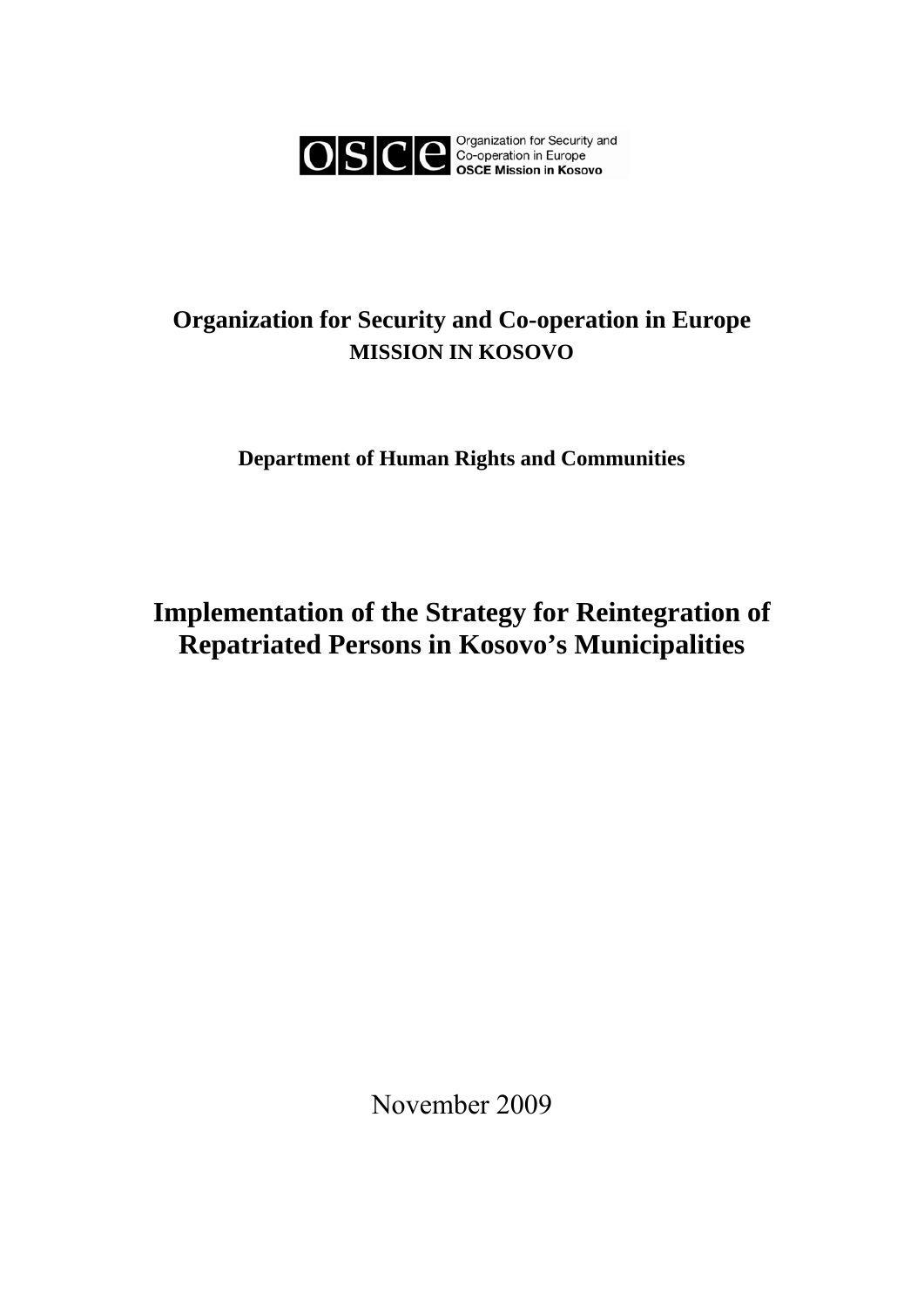osce Organization for Security and Co-operation in Europe OSCE Mission in Kosovo

**Organization for Security and Co-operation in Europe**
**MISSION IN KOSOVO**

**Department of Human Rights and Communities**

# Implementation of the Strategy for Reintegration of Repatriated Persons in Kosovo's Municipalities

November 2009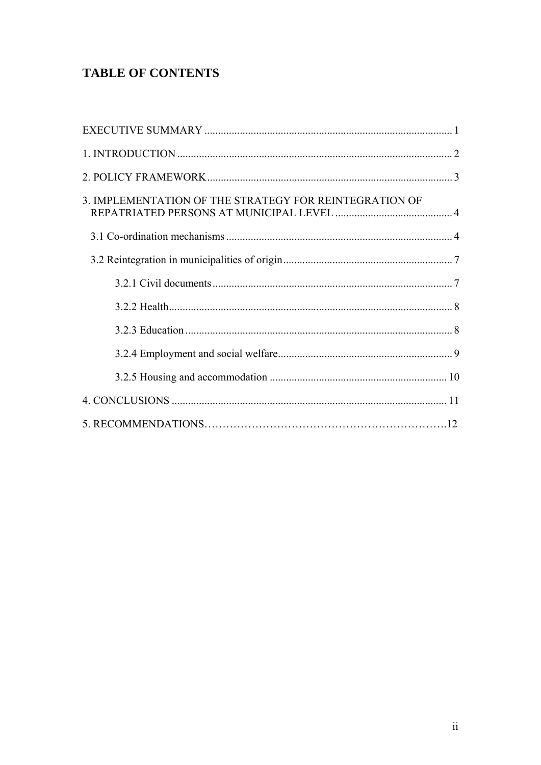## TABLE OF CONTENTS

EXECUTIVE SUMMARY .......... 1

1. INTRODUCTION .......... 2

2. POLICY FRAMEWORK .......... 3

3. IMPLEMENTATION OF THE STRATEGY FOR REINTEGRATION OF REPATRIATED PERSONS AT MUNICIPAL LEVEL .......... 4

 3.1 Co-ordination mechanisms .......... 4

 3.2 Reintegration in municipalities of origin .......... 7

  3.2.1 Civil documents .......... 7

  3.2.2 Health .......... 8

  3.2.3 Education .......... 8

  3.2.4 Employment and social welfare .......... 9

  3.2.5 Housing and accommodation .......... 10

4. CONCLUSIONS .......... 11

5. RECOMMENDATIONS .......... 12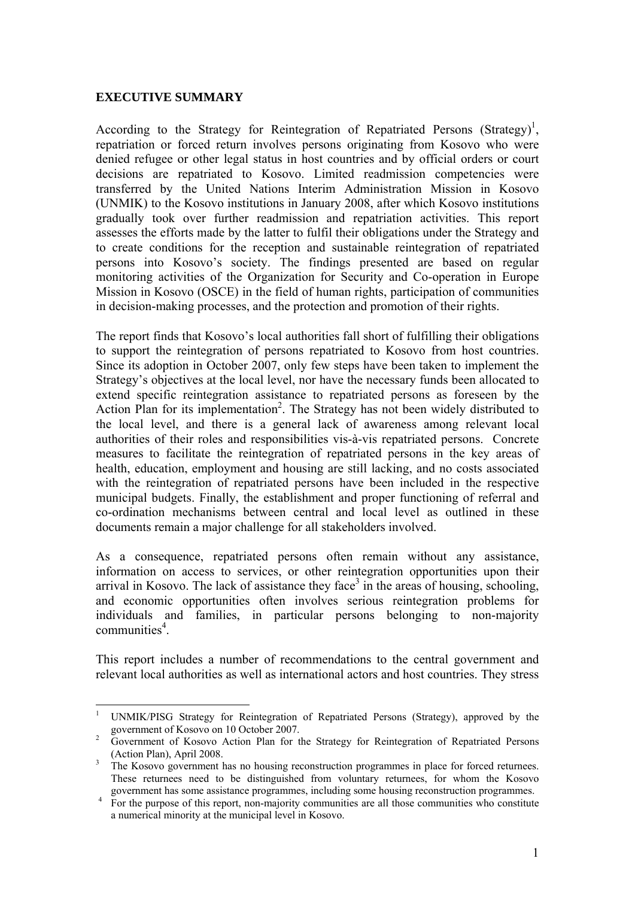## EXECUTIVE SUMMARY

According to the Strategy for Reintegration of Repatriated Persons (Strategy)[1], repatriation or forced return involves persons originating from Kosovo who were denied refugee or other legal status in host countries and by official orders or court decisions are repatriated to Kosovo. Limited readmission competencies were transferred by the United Nations Interim Administration Mission in Kosovo (UNMIK) to the Kosovo institutions in January 2008, after which Kosovo institutions gradually took over further readmission and repatriation activities. This report assesses the efforts made by the latter to fulfil their obligations under the Strategy and to create conditions for the reception and sustainable reintegration of repatriated persons into Kosovo's society. The findings presented are based on regular monitoring activities of the Organization for Security and Co-operation in Europe Mission in Kosovo (OSCE) in the field of human rights, participation of communities in decision-making processes, and the protection and promotion of their rights.

The report finds that Kosovo's local authorities fall short of fulfilling their obligations to support the reintegration of persons repatriated to Kosovo from host countries. Since its adoption in October 2007, only few steps have been taken to implement the Strategy's objectives at the local level, nor have the necessary funds been allocated to extend specific reintegration assistance to repatriated persons as foreseen by the Action Plan for its implementation[2]. The Strategy has not been widely distributed to the local level, and there is a general lack of awareness among relevant local authorities of their roles and responsibilities vis-à-vis repatriated persons. Concrete measures to facilitate the reintegration of repatriated persons in the key areas of health, education, employment and housing are still lacking, and no costs associated with the reintegration of repatriated persons have been included in the respective municipal budgets. Finally, the establishment and proper functioning of referral and co-ordination mechanisms between central and local level as outlined in these documents remain a major challenge for all stakeholders involved.

As a consequence, repatriated persons often remain without any assistance, information on access to services, or other reintegration opportunities upon their arrival in Kosovo. The lack of assistance they face[3] in the areas of housing, schooling, and economic opportunities often involves serious reintegration problems for individuals and families, in particular persons belonging to non-majority communities[4].

This report includes a number of recommendations to the central government and relevant local authorities as well as international actors and host countries. They stress

---

[1] UNMIK/PISG Strategy for Reintegration of Repatriated Persons (Strategy), approved by the government of Kosovo on 10 October 2007.

[2] Government of Kosovo Action Plan for the Strategy for Reintegration of Repatriated Persons (Action Plan), April 2008.

[3] The Kosovo government has no housing reconstruction programmes in place for forced returnees. These returnees need to be distinguished from voluntary returnees, for whom the Kosovo government has some assistance programmes, including some housing reconstruction programmes.

[4] For the purpose of this report, non-majority communities are all those communities who constitute a numerical minority at the municipal level in Kosovo.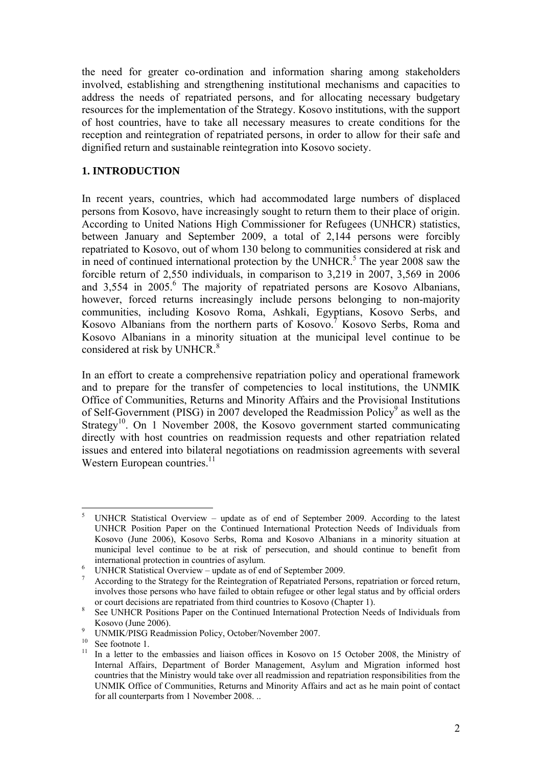the need for greater co-ordination and information sharing among stakeholders involved, establishing and strengthening institutional mechanisms and capacities to address the needs of repatriated persons, and for allocating necessary budgetary resources for the implementation of the Strategy. Kosovo institutions, with the support of host countries, have to take all necessary measures to create conditions for the reception and reintegration of repatriated persons, in order to allow for their safe and dignified return and sustainable reintegration into Kosovo society.

## 1. INTRODUCTION

In recent years, countries, which had accommodated large numbers of displaced persons from Kosovo, have increasingly sought to return them to their place of origin. According to United Nations High Commissioner for Refugees (UNHCR) statistics, between January and September 2009, a total of 2,144 persons were forcibly repatriated to Kosovo, out of whom 130 belong to communities considered at risk and in need of continued international protection by the UNHCR.[5] The year 2008 saw the forcible return of 2,550 individuals, in comparison to 3,219 in 2007, 3,569 in 2006 and 3,554 in 2005.[6] The majority of repatriated persons are Kosovo Albanians, however, forced returns increasingly include persons belonging to non-majority communities, including Kosovo Roma, Ashkali, Egyptians, Kosovo Serbs, and Kosovo Albanians from the northern parts of Kosovo.[7] Kosovo Serbs, Roma and Kosovo Albanians in a minority situation at the municipal level continue to be considered at risk by UNHCR.[8]

In an effort to create a comprehensive repatriation policy and operational framework and to prepare for the transfer of competencies to local institutions, the UNMIK Office of Communities, Returns and Minority Affairs and the Provisional Institutions of Self-Government (PISG) in 2007 developed the Readmission Policy[9] as well as the Strategy[10]. On 1 November 2008, the Kosovo government started communicating directly with host countries on readmission requests and other repatriation related issues and entered into bilateral negotiations on readmission agreements with several Western European countries.[11]

---

[5] UNHCR Statistical Overview – update as of end of September 2009. According to the latest UNHCR Position Paper on the Continued International Protection Needs of Individuals from Kosovo (June 2006), Kosovo Serbs, Roma and Kosovo Albanians in a minority situation at municipal level continue to be at risk of persecution, and should continue to benefit from international protection in countries of asylum.

[6] UNHCR Statistical Overview – update as of end of September 2009.

[7] According to the Strategy for the Reintegration of Repatriated Persons, repatriation or forced return, involves those persons who have failed to obtain refugee or other legal status and by official orders or court decisions are repatriated from third countries to Kosovo (Chapter 1).

[8] See UNHCR Positions Paper on the Continued International Protection Needs of Individuals from Kosovo (June 2006).

[9] UNMIK/PISG Readmission Policy, October/November 2007.

[10] See footnote 1.

[11] In a letter to the embassies and liaison offices in Kosovo on 15 October 2008, the Ministry of Internal Affairs, Department of Border Management, Asylum and Migration informed host countries that the Ministry would take over all readmission and repatriation responsibilities from the UNMIK Office of Communities, Returns and Minority Affairs and act as he main point of contact for all counterparts from 1 November 2008. ..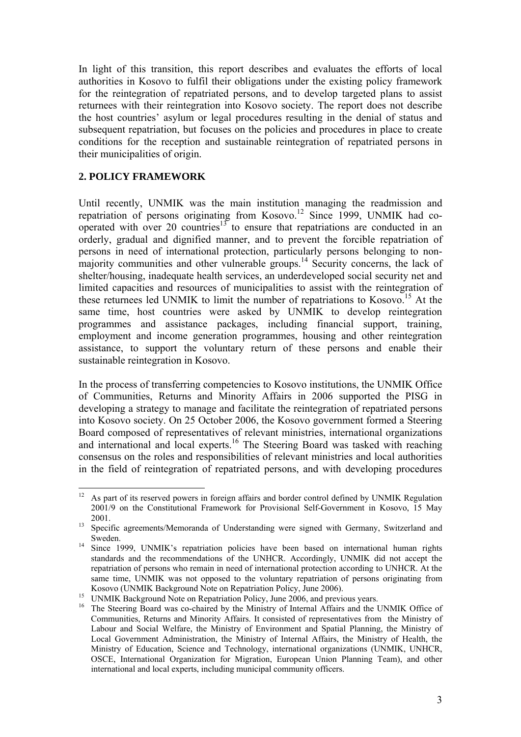In light of this transition, this report describes and evaluates the efforts of local authorities in Kosovo to fulfil their obligations under the existing policy framework for the reintegration of repatriated persons, and to develop targeted plans to assist returnees with their reintegration into Kosovo society. The report does not describe the host countries' asylum or legal procedures resulting in the denial of status and subsequent repatriation, but focuses on the policies and procedures in place to create conditions for the reception and sustainable reintegration of repatriated persons in their municipalities of origin.

## 2. POLICY FRAMEWORK

Until recently, UNMIK was the main institution managing the readmission and repatriation of persons originating from Kosovo.[12] Since 1999, UNMIK had co-operated with over 20 countries[13] to ensure that repatriations are conducted in an orderly, gradual and dignified manner, and to prevent the forcible repatriation of persons in need of international protection, particularly persons belonging to non-majority communities and other vulnerable groups.[14] Security concerns, the lack of shelter/housing, inadequate health services, an underdeveloped social security net and limited capacities and resources of municipalities to assist with the reintegration of these returnees led UNMIK to limit the number of repatriations to Kosovo.[15] At the same time, host countries were asked by UNMIK to develop reintegration programmes and assistance packages, including financial support, training, employment and income generation programmes, housing and other reintegration assistance, to support the voluntary return of these persons and enable their sustainable reintegration in Kosovo.

In the process of transferring competencies to Kosovo institutions, the UNMIK Office of Communities, Returns and Minority Affairs in 2006 supported the PISG in developing a strategy to manage and facilitate the reintegration of repatriated persons into Kosovo society. On 25 October 2006, the Kosovo government formed a Steering Board composed of representatives of relevant ministries, international organizations and international and local experts.[16] The Steering Board was tasked with reaching consensus on the roles and responsibilities of relevant ministries and local authorities in the field of reintegration of repatriated persons, and with developing procedures

---

[12] As part of its reserved powers in foreign affairs and border control defined by UNMIK Regulation 2001/9 on the Constitutional Framework for Provisional Self-Government in Kosovo, 15 May 2001.

[13] Specific agreements/Memoranda of Understanding were signed with Germany, Switzerland and Sweden.

[14] Since 1999, UNMIK's repatriation policies have been based on international human rights standards and the recommendations of the UNHCR. Accordingly, UNMIK did not accept the repatriation of persons who remain in need of international protection according to UNHCR. At the same time, UNMIK was not opposed to the voluntary repatriation of persons originating from Kosovo (UNMIK Background Note on Repatriation Policy, June 2006).

[15] UNMIK Background Note on Repatriation Policy, June 2006, and previous years.

[16] The Steering Board was co-chaired by the Ministry of Internal Affairs and the UNMIK Office of Communities, Returns and Minority Affairs. It consisted of representatives from the Ministry of Labour and Social Welfare, the Ministry of Environment and Spatial Planning, the Ministry of Local Government Administration, the Ministry of Internal Affairs, the Ministry of Health, the Ministry of Education, Science and Technology, international organizations (UNMIK, UNHCR, OSCE, International Organization for Migration, European Union Planning Team), and other international and local experts, including municipal community officers.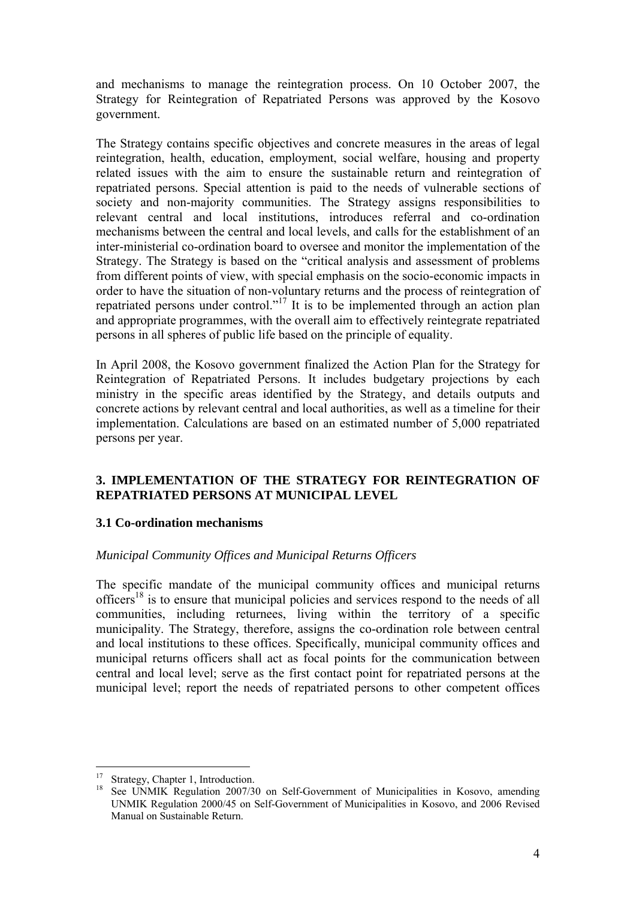and mechanisms to manage the reintegration process. On 10 October 2007, the Strategy for Reintegration of Repatriated Persons was approved by the Kosovo government.

The Strategy contains specific objectives and concrete measures in the areas of legal reintegration, health, education, employment, social welfare, housing and property related issues with the aim to ensure the sustainable return and reintegration of repatriated persons. Special attention is paid to the needs of vulnerable sections of society and non-majority communities. The Strategy assigns responsibilities to relevant central and local institutions, introduces referral and co-ordination mechanisms between the central and local levels, and calls for the establishment of an inter-ministerial co-ordination board to oversee and monitor the implementation of the Strategy. The Strategy is based on the "critical analysis and assessment of problems from different points of view, with special emphasis on the socio-economic impacts in order to have the situation of non-voluntary returns and the process of reintegration of repatriated persons under control."[17] It is to be implemented through an action plan and appropriate programmes, with the overall aim to effectively reintegrate repatriated persons in all spheres of public life based on the principle of equality.

In April 2008, the Kosovo government finalized the Action Plan for the Strategy for Reintegration of Repatriated Persons. It includes budgetary projections by each ministry in the specific areas identified by the Strategy, and details outputs and concrete actions by relevant central and local authorities, as well as a timeline for their implementation. Calculations are based on an estimated number of 5,000 repatriated persons per year.

## 3. IMPLEMENTATION OF THE STRATEGY FOR REINTEGRATION OF REPATRIATED PERSONS AT MUNICIPAL LEVEL

### 3.1 Co-ordination mechanisms

*Municipal Community Offices and Municipal Returns Officers*

The specific mandate of the municipal community offices and municipal returns officers[18] is to ensure that municipal policies and services respond to the needs of all communities, including returnees, living within the territory of a specific municipality. The Strategy, therefore, assigns the co-ordination role between central and local institutions to these offices. Specifically, municipal community offices and municipal returns officers shall act as focal points for the communication between central and local level; serve as the first contact point for repatriated persons at the municipal level; report the needs of repatriated persons to other competent offices

---

[17] Strategy, Chapter 1, Introduction.

[18] See UNMIK Regulation 2007/30 on Self-Government of Municipalities in Kosovo, amending UNMIK Regulation 2000/45 on Self-Government of Municipalities in Kosovo, and 2006 Revised Manual on Sustainable Return.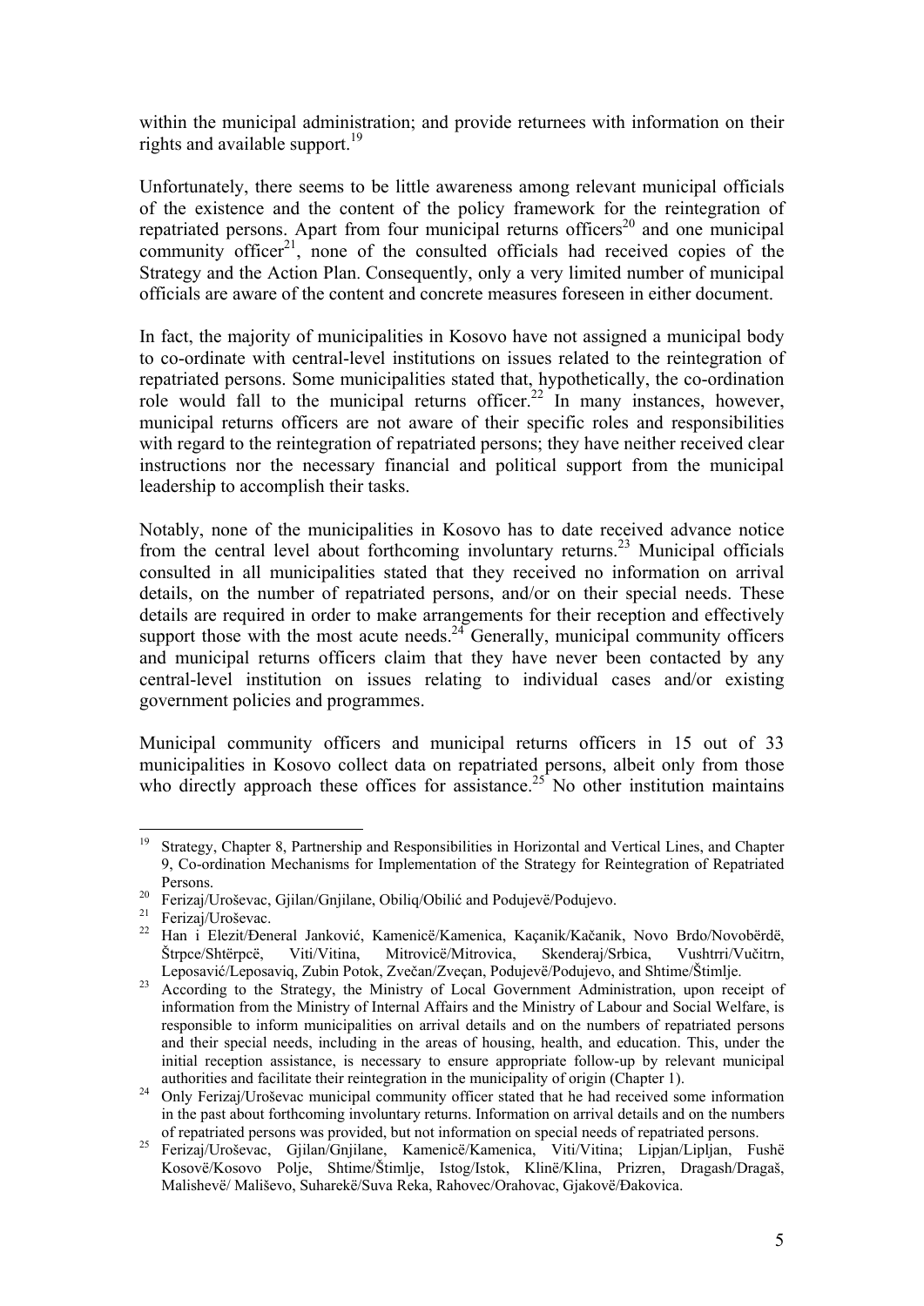within the municipal administration; and provide returnees with information on their rights and available support.[19]

Unfortunately, there seems to be little awareness among relevant municipal officials of the existence and the content of the policy framework for the reintegration of repatriated persons. Apart from four municipal returns officers[20] and one municipal community officer[21], none of the consulted officials had received copies of the Strategy and the Action Plan. Consequently, only a very limited number of municipal officials are aware of the content and concrete measures foreseen in either document.

In fact, the majority of municipalities in Kosovo have not assigned a municipal body to co-ordinate with central-level institutions on issues related to the reintegration of repatriated persons. Some municipalities stated that, hypothetically, the co-ordination role would fall to the municipal returns officer.[22] In many instances, however, municipal returns officers are not aware of their specific roles and responsibilities with regard to the reintegration of repatriated persons; they have neither received clear instructions nor the necessary financial and political support from the municipal leadership to accomplish their tasks.

Notably, none of the municipalities in Kosovo has to date received advance notice from the central level about forthcoming involuntary returns.[23] Municipal officials consulted in all municipalities stated that they received no information on arrival details, on the number of repatriated persons, and/or on their special needs. These details are required in order to make arrangements for their reception and effectively support those with the most acute needs.[24] Generally, municipal community officers and municipal returns officers claim that they have never been contacted by any central-level institution on issues relating to individual cases and/or existing government policies and programmes.

Municipal community officers and municipal returns officers in 15 out of 33 municipalities in Kosovo collect data on repatriated persons, albeit only from those who directly approach these offices for assistance.[25] No other institution maintains

---

[19] Strategy, Chapter 8, Partnership and Responsibilities in Horizontal and Vertical Lines, and Chapter 9, Co-ordination Mechanisms for Implementation of the Strategy for Reintegration of Repatriated Persons.

[20] Ferizaj/Uroševac, Gjilan/Gnjilane, Obiliq/Obilić and Podujevë/Podujevo.

[21] Ferizaj/Uroševac.

[22] Han i Elezit/Đeneral Janković, Kamenicë/Kamenica, Kaçanik/Kačanik, Novo Brdo/Novobërdë, Štrpce/Shtërpcë, Viti/Vitina, Mitrovicë/Mitrovica, Skenderaj/Srbica, Vushtrri/Vučitrn, Leposavić/Leposaviq, Zubin Potok, Zvečan/Zveçan, Podujevë/Podujevo, and Shtime/Štimlje.

[23] According to the Strategy, the Ministry of Local Government Administration, upon receipt of information from the Ministry of Internal Affairs and the Ministry of Labour and Social Welfare, is responsible to inform municipalities on arrival details and on the numbers of repatriated persons and their special needs, including in the areas of housing, health, and education. This, under the initial reception assistance, is necessary to ensure appropriate follow-up by relevant municipal authorities and facilitate their reintegration in the municipality of origin (Chapter 1).

[24] Only Ferizaj/Uroševac municipal community officer stated that he had received some information in the past about forthcoming involuntary returns. Information on arrival details and on the numbers of repatriated persons was provided, but not information on special needs of repatriated persons.

[25] Ferizaj/Uroševac, Gjilan/Gnjilane, Kamenicë/Kamenica, Viti/Vitina; Lipjan/Lipljan, Fushë Kosovë/Kosovo Polje, Shtime/Štimlje, Istog/Istok, Klinë/Klina, Prizren, Dragash/Dragaš, Malishevë/ Mališevo, Suharekë/Suva Reka, Rahovec/Orahovac, Gjakovë/Đakovica.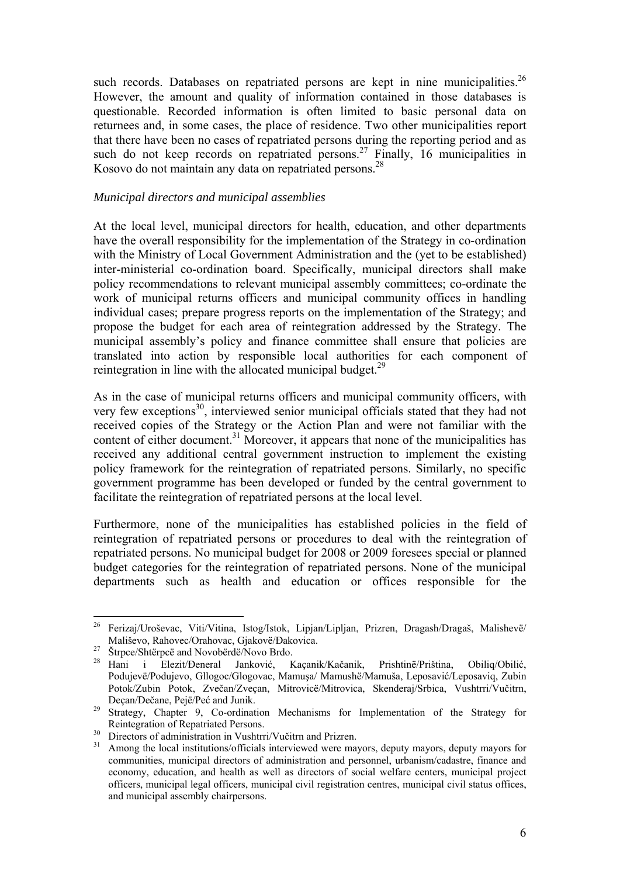such records. Databases on repatriated persons are kept in nine municipalities.[26] However, the amount and quality of information contained in those databases is questionable. Recorded information is often limited to basic personal data on returnees and, in some cases, the place of residence. Two other municipalities report that there have been no cases of repatriated persons during the reporting period and as such do not keep records on repatriated persons.[27] Finally, 16 municipalities in Kosovo do not maintain any data on repatriated persons.[28]

*Municipal directors and municipal assemblies*

At the local level, municipal directors for health, education, and other departments have the overall responsibility for the implementation of the Strategy in co-ordination with the Ministry of Local Government Administration and the (yet to be established) inter-ministerial co-ordination board. Specifically, municipal directors shall make policy recommendations to relevant municipal assembly committees; co-ordinate the work of municipal returns officers and municipal community offices in handling individual cases; prepare progress reports on the implementation of the Strategy; and propose the budget for each area of reintegration addressed by the Strategy. The municipal assembly's policy and finance committee shall ensure that policies are translated into action by responsible local authorities for each component of reintegration in line with the allocated municipal budget.[29]

As in the case of municipal returns officers and municipal community officers, with very few exceptions[30], interviewed senior municipal officials stated that they had not received copies of the Strategy or the Action Plan and were not familiar with the content of either document.[31] Moreover, it appears that none of the municipalities has received any additional central government instruction to implement the existing policy framework for the reintegration of repatriated persons. Similarly, no specific government programme has been developed or funded by the central government to facilitate the reintegration of repatriated persons at the local level.

Furthermore, none of the municipalities has established policies in the field of reintegration of repatriated persons or procedures to deal with the reintegration of repatriated persons. No municipal budget for 2008 or 2009 foresees special or planned budget categories for the reintegration of repatriated persons. None of the municipal departments such as health and education or offices responsible for the

---

[26] Ferizaj/Uroševac, Viti/Vitina, Istog/Istok, Lipjan/Lipljan, Prizren, Dragash/Dragaš, Malishevë/Mališevo, Rahovec/Orahovac, Gjakovë/Đakovica.

[27] Štrpce/Shtërpcë and Novobërdë/Novo Brdo.

[28] Hani i Elezit/Đeneral Janković, Kaçanik/Kačanik, Prishtinë/Priština, Obiliq/Obilić, Podujevë/Podujevo, Gllogoc/Glogovac, Mamuşa/ Mamushë/Mamuša, Leposavić/Leposaviq, Zubin Potok/Zubin Potok, Zvečan/Zveçan, Mitrovicë/Mitrovica, Skenderaj/Srbica, Vushtrri/Vučitrn, Deçan/Dečane, Pejë/Peć and Junik.

[29] Strategy, Chapter 9, Co-ordination Mechanisms for Implementation of the Strategy for Reintegration of Repatriated Persons.

[30] Directors of administration in Vushtrri/Vučitrn and Prizren.

[31] Among the local institutions/officials interviewed were mayors, deputy mayors, deputy mayors for communities, municipal directors of administration and personnel, urbanism/cadastre, finance and economy, education, and health as well as directors of social welfare centers, municipal project officers, municipal legal officers, municipal civil registration centres, municipal civil status offices, and municipal assembly chairpersons.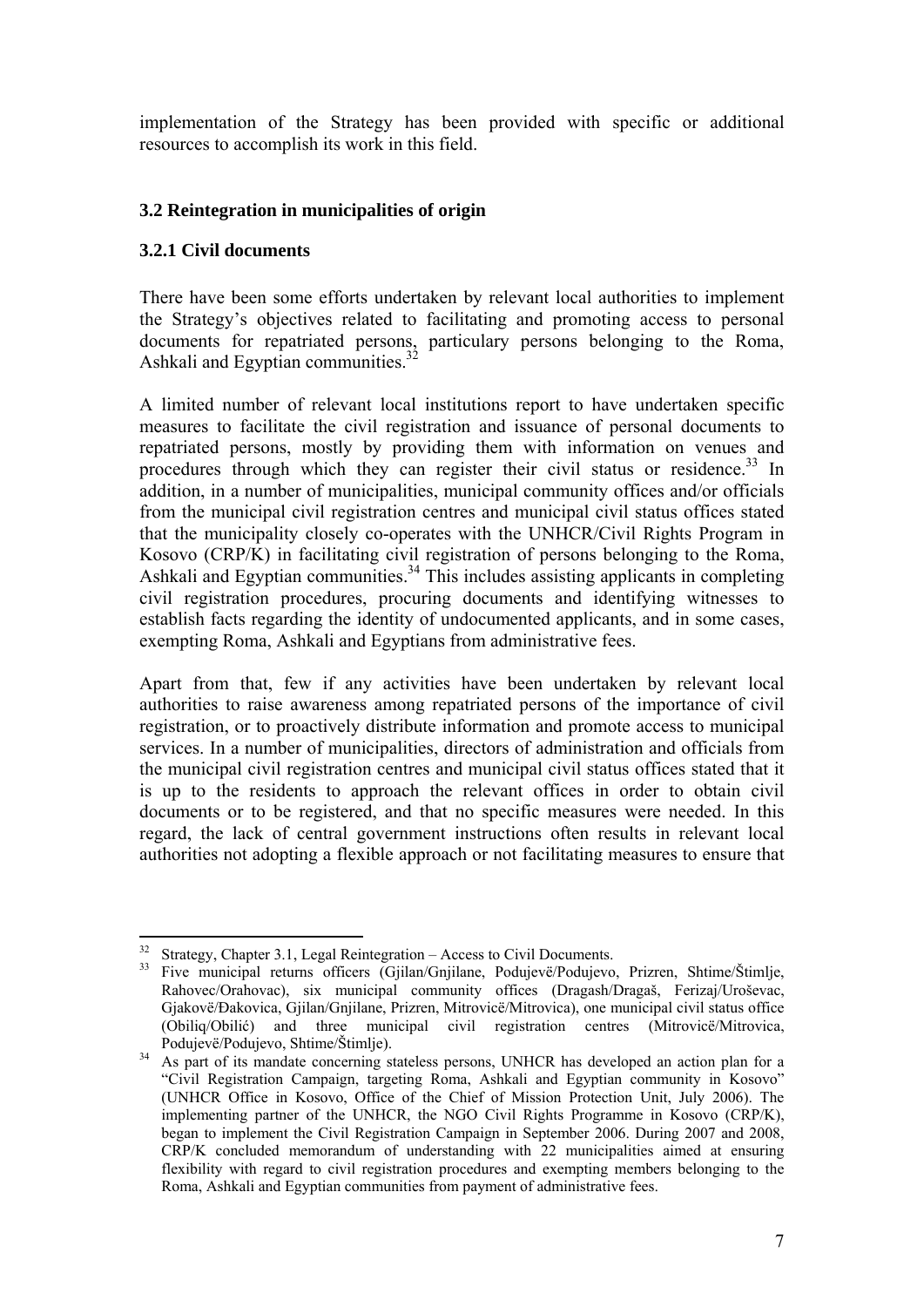implementation of the Strategy has been provided with specific or additional resources to accomplish its work in this field.

### 3.2 Reintegration in municipalities of origin

#### 3.2.1 Civil documents

There have been some efforts undertaken by relevant local authorities to implement the Strategy's objectives related to facilitating and promoting access to personal documents for repatriated persons, particulary persons belonging to the Roma, Ashkali and Egyptian communities.[32]

A limited number of relevant local institutions report to have undertaken specific measures to facilitate the civil registration and issuance of personal documents to repatriated persons, mostly by providing them with information on venues and procedures through which they can register their civil status or residence.[33] In addition, in a number of municipalities, municipal community offices and/or officials from the municipal civil registration centres and municipal civil status offices stated that the municipality closely co-operates with the UNHCR/Civil Rights Program in Kosovo (CRP/K) in facilitating civil registration of persons belonging to the Roma, Ashkali and Egyptian communities.[34] This includes assisting applicants in completing civil registration procedures, procuring documents and identifying witnesses to establish facts regarding the identity of undocumented applicants, and in some cases, exempting Roma, Ashkali and Egyptians from administrative fees.

Apart from that, few if any activities have been undertaken by relevant local authorities to raise awareness among repatriated persons of the importance of civil registration, or to proactively distribute information and promote access to municipal services. In a number of municipalities, directors of administration and officials from the municipal civil registration centres and municipal civil status offices stated that it is up to the residents to approach the relevant offices in order to obtain civil documents or to be registered, and that no specific measures were needed. In this regard, the lack of central government instructions often results in relevant local authorities not adopting a flexible approach or not facilitating measures to ensure that

---

[32] Strategy, Chapter 3.1, Legal Reintegration – Access to Civil Documents.

[33] Five municipal returns officers (Gjilan/Gnjilane, Podujevë/Podujevo, Prizren, Shtime/Štimlje, Rahovec/Orahovac), six municipal community offices (Dragash/Dragaš, Ferizaj/Uroševac, Gjakovë/Đakovica, Gjilan/Gnjilane, Prizren, Mitrovicë/Mitrovica), one municipal civil status office (Obiliq/Obilić) and three municipal civil registration centres (Mitrovicë/Mitrovica, Podujevë/Podujevo, Shtime/Štimlje).

[34] As part of its mandate concerning stateless persons, UNHCR has developed an action plan for a "Civil Registration Campaign, targeting Roma, Ashkali and Egyptian community in Kosovo" (UNHCR Office in Kosovo, Office of the Chief of Mission Protection Unit, July 2006). The implementing partner of the UNHCR, the NGO Civil Rights Programme in Kosovo (CRP/K), began to implement the Civil Registration Campaign in September 2006. During 2007 and 2008, CRP/K concluded memorandum of understanding with 22 municipalities aimed at ensuring flexibility with regard to civil registration procedures and exempting members belonging to the Roma, Ashkali and Egyptian communities from payment of administrative fees.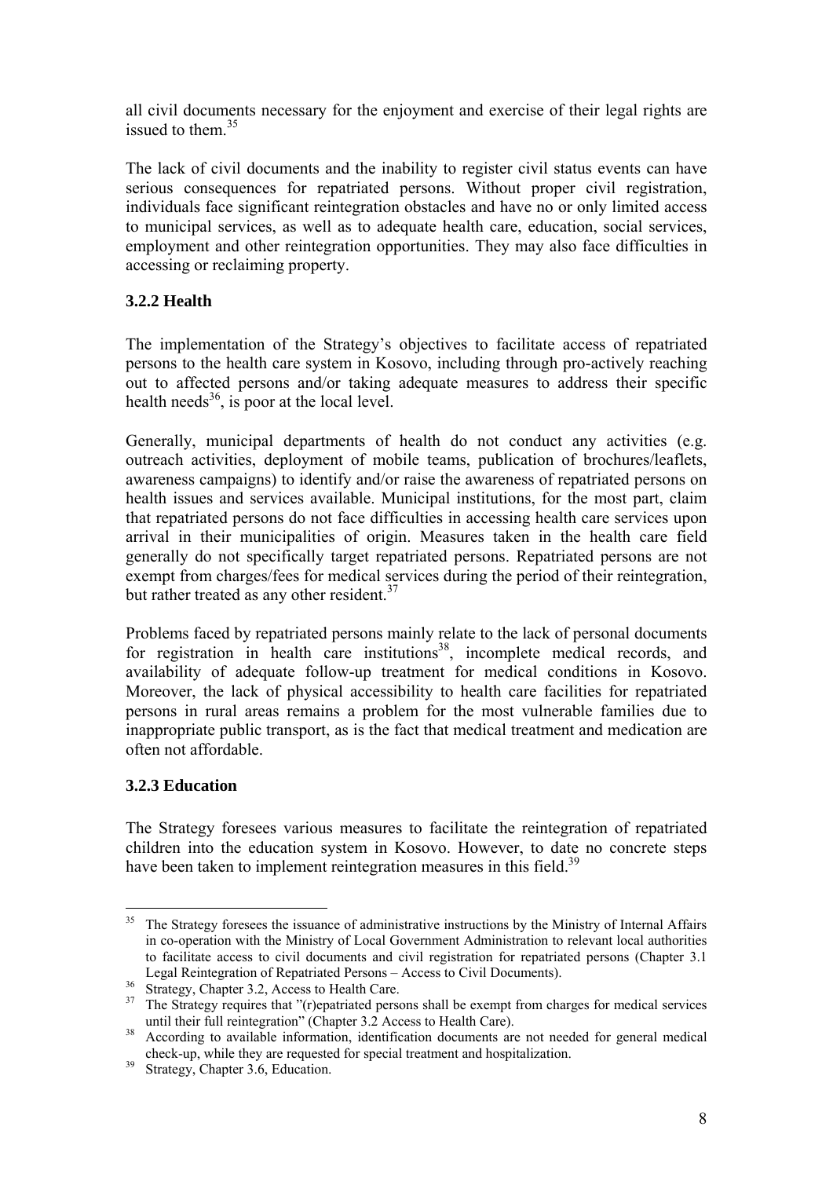all civil documents necessary for the enjoyment and exercise of their legal rights are issued to them.[35]

The lack of civil documents and the inability to register civil status events can have serious consequences for repatriated persons. Without proper civil registration, individuals face significant reintegration obstacles and have no or only limited access to municipal services, as well as to adequate health care, education, social services, employment and other reintegration opportunities. They may also face difficulties in accessing or reclaiming property.

### 3.2.2 Health

The implementation of the Strategy's objectives to facilitate access of repatriated persons to the health care system in Kosovo, including through pro-actively reaching out to affected persons and/or taking adequate measures to address their specific health needs[36], is poor at the local level.

Generally, municipal departments of health do not conduct any activities (e.g. outreach activities, deployment of mobile teams, publication of brochures/leaflets, awareness campaigns) to identify and/or raise the awareness of repatriated persons on health issues and services available. Municipal institutions, for the most part, claim that repatriated persons do not face difficulties in accessing health care services upon arrival in their municipalities of origin. Measures taken in the health care field generally do not specifically target repatriated persons. Repatriated persons are not exempt from charges/fees for medical services during the period of their reintegration, but rather treated as any other resident.[37]

Problems faced by repatriated persons mainly relate to the lack of personal documents for registration in health care institutions[38], incomplete medical records, and availability of adequate follow-up treatment for medical conditions in Kosovo. Moreover, the lack of physical accessibility to health care facilities for repatriated persons in rural areas remains a problem for the most vulnerable families due to inappropriate public transport, as is the fact that medical treatment and medication are often not affordable.

### 3.2.3 Education

The Strategy foresees various measures to facilitate the reintegration of repatriated children into the education system in Kosovo. However, to date no concrete steps have been taken to implement reintegration measures in this field.[39]

---

[35] The Strategy foresees the issuance of administrative instructions by the Ministry of Internal Affairs in co-operation with the Ministry of Local Government Administration to relevant local authorities to facilitate access to civil documents and civil registration for repatriated persons (Chapter 3.1 Legal Reintegration of Repatriated Persons – Access to Civil Documents).

[36] Strategy, Chapter 3.2, Access to Health Care.

[37] The Strategy requires that "(r)epatriated persons shall be exempt from charges for medical services until their full reintegration" (Chapter 3.2 Access to Health Care).

[38] According to available information, identification documents are not needed for general medical check-up, while they are requested for special treatment and hospitalization.

[39] Strategy, Chapter 3.6, Education.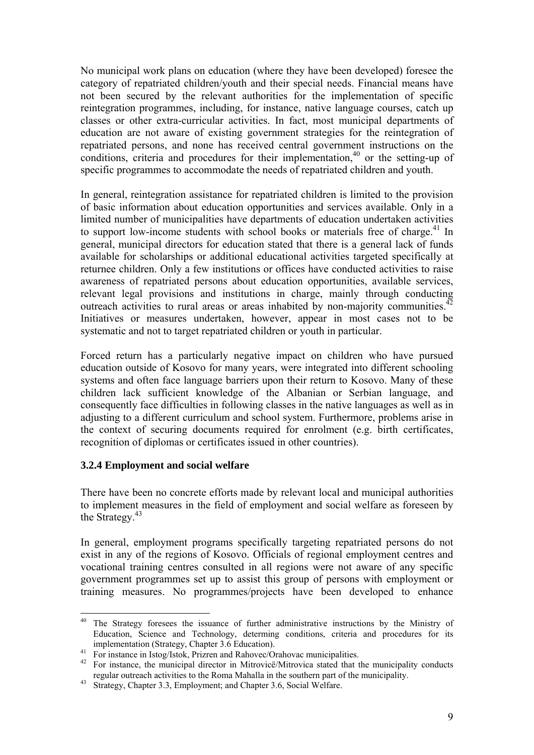No municipal work plans on education (where they have been developed) foresee the category of repatriated children/youth and their special needs. Financial means have not been secured by the relevant authorities for the implementation of specific reintegration programmes, including, for instance, native language courses, catch up classes or other extra-curricular activities. In fact, most municipal departments of education are not aware of existing government strategies for the reintegration of repatriated persons, and none has received central government instructions on the conditions, criteria and procedures for their implementation,[40] or the setting-up of specific programmes to accommodate the needs of repatriated children and youth.

In general, reintegration assistance for repatriated children is limited to the provision of basic information about education opportunities and services available. Only in a limited number of municipalities have departments of education undertaken activities to support low-income students with school books or materials free of charge.[41] In general, municipal directors for education stated that there is a general lack of funds available for scholarships or additional educational activities targeted specifically at returnee children. Only a few institutions or offices have conducted activities to raise awareness of repatriated persons about education opportunities, available services, relevant legal provisions and institutions in charge, mainly through conducting outreach activities to rural areas or areas inhabited by non-majority communities.[42] Initiatives or measures undertaken, however, appear in most cases not to be systematic and not to target repatriated children or youth in particular.

Forced return has a particularly negative impact on children who have pursued education outside of Kosovo for many years, were integrated into different schooling systems and often face language barriers upon their return to Kosovo. Many of these children lack sufficient knowledge of the Albanian or Serbian language, and consequently face difficulties in following classes in the native languages as well as in adjusting to a different curriculum and school system. Furthermore, problems arise in the context of securing documents required for enrolment (e.g. birth certificates, recognition of diplomas or certificates issued in other countries).

### 3.2.4 Employment and social welfare

There have been no concrete efforts made by relevant local and municipal authorities to implement measures in the field of employment and social welfare as foreseen by the Strategy.[43]

In general, employment programs specifically targeting repatriated persons do not exist in any of the regions of Kosovo. Officials of regional employment centres and vocational training centres consulted in all regions were not aware of any specific government programmes set up to assist this group of persons with employment or training measures. No programmes/projects have been developed to enhance

---

[40] The Strategy foresees the issuance of further administrative instructions by the Ministry of Education, Science and Technology, determing conditions, criteria and procedures for its implementation (Strategy, Chapter 3.6 Education).

[41] For instance in Istog/Istok, Prizren and Rahovec/Orahovac municipalities.

[42] For instance, the municipal director in Mitrovicë/Mitrovica stated that the municipality conducts regular outreach activities to the Roma Mahalla in the southern part of the municipality.

[43] Strategy, Chapter 3.3, Employment; and Chapter 3.6, Social Welfare.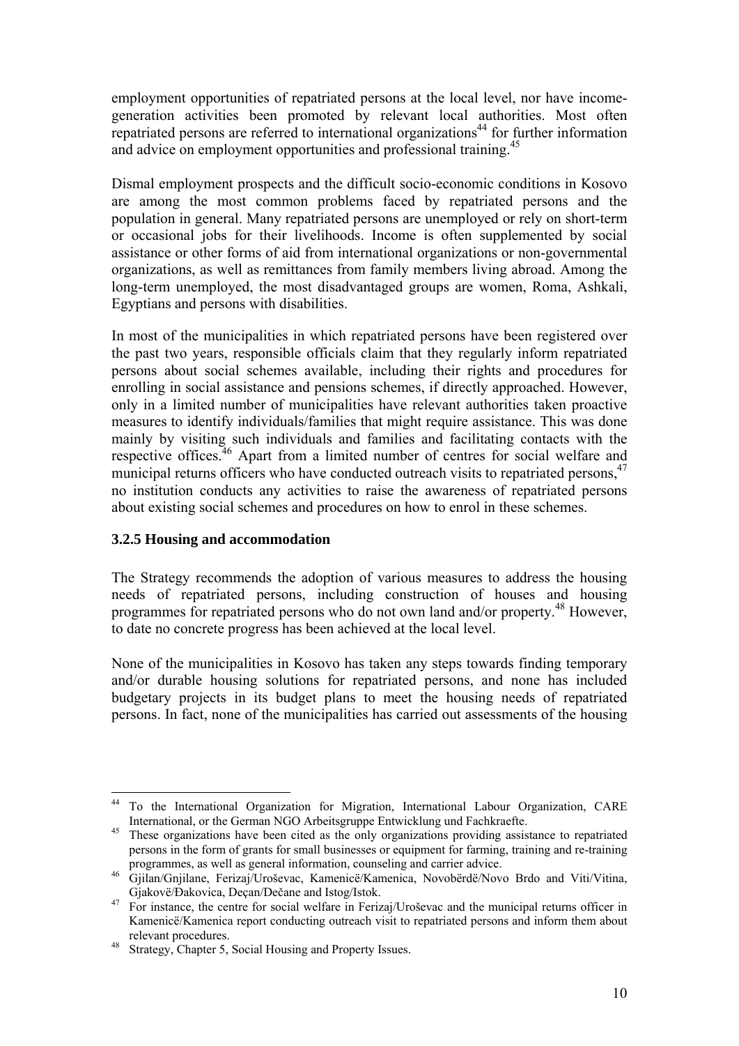employment opportunities of repatriated persons at the local level, nor have income-generation activities been promoted by relevant local authorities. Most often repatriated persons are referred to international organizations[44] for further information and advice on employment opportunities and professional training.[45]

Dismal employment prospects and the difficult socio-economic conditions in Kosovo are among the most common problems faced by repatriated persons and the population in general. Many repatriated persons are unemployed or rely on short-term or occasional jobs for their livelihoods. Income is often supplemented by social assistance or other forms of aid from international organizations or non-governmental organizations, as well as remittances from family members living abroad. Among the long-term unemployed, the most disadvantaged groups are women, Roma, Ashkali, Egyptians and persons with disabilities.

In most of the municipalities in which repatriated persons have been registered over the past two years, responsible officials claim that they regularly inform repatriated persons about social schemes available, including their rights and procedures for enrolling in social assistance and pensions schemes, if directly approached. However, only in a limited number of municipalities have relevant authorities taken proactive measures to identify individuals/families that might require assistance. This was done mainly by visiting such individuals and families and facilitating contacts with the respective offices.[46] Apart from a limited number of centres for social welfare and municipal returns officers who have conducted outreach visits to repatriated persons,[47] no institution conducts any activities to raise the awareness of repatriated persons about existing social schemes and procedures on how to enrol in these schemes.

### 3.2.5 Housing and accommodation

The Strategy recommends the adoption of various measures to address the housing needs of repatriated persons, including construction of houses and housing programmes for repatriated persons who do not own land and/or property.[48] However, to date no concrete progress has been achieved at the local level.

None of the municipalities in Kosovo has taken any steps towards finding temporary and/or durable housing solutions for repatriated persons, and none has included budgetary projects in its budget plans to meet the housing needs of repatriated persons. In fact, none of the municipalities has carried out assessments of the housing

---

[44] To the International Organization for Migration, International Labour Organization, CARE International, or the German NGO Arbeitsgruppe Entwicklung und Fachkraefte.

[45] These organizations have been cited as the only organizations providing assistance to repatriated persons in the form of grants for small businesses or equipment for farming, training and re-training programmes, as well as general information, counseling and carrier advice.

[46] Gjilan/Gnjilane, Ferizaj/Uroševac, Kamenicë/Kamenica, Novobërdë/Novo Brdo and Viti/Vitina, Gjakovë/Đakovica, Deçan/Dečane and Istog/Istok.

[47] For instance, the centre for social welfare in Ferizaj/Uroševac and the municipal returns officer in Kamenicë/Kamenica report conducting outreach visit to repatriated persons and inform them about relevant procedures.

[48] Strategy, Chapter 5, Social Housing and Property Issues.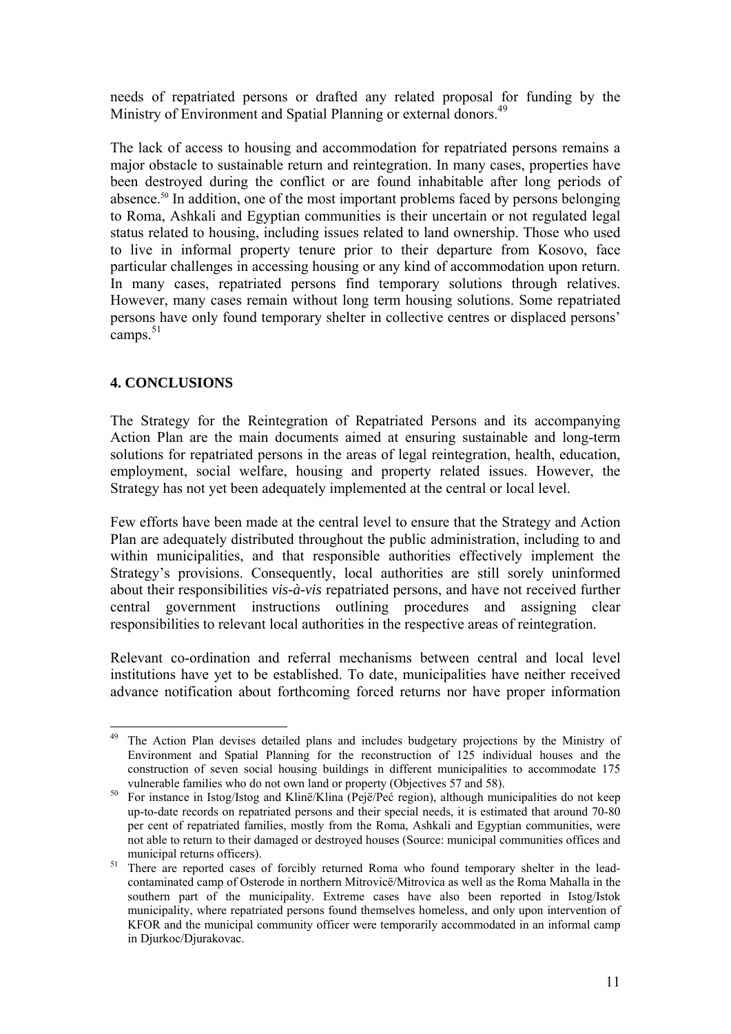needs of repatriated persons or drafted any related proposal for funding by the Ministry of Environment and Spatial Planning or external donors.[49]

The lack of access to housing and accommodation for repatriated persons remains a major obstacle to sustainable return and reintegration. In many cases, properties have been destroyed during the conflict or are found inhabitable after long periods of absence.[50] In addition, one of the most important problems faced by persons belonging to Roma, Ashkali and Egyptian communities is their uncertain or not regulated legal status related to housing, including issues related to land ownership. Those who used to live in informal property tenure prior to their departure from Kosovo, face particular challenges in accessing housing or any kind of accommodation upon return. In many cases, repatriated persons find temporary solutions through relatives. However, many cases remain without long term housing solutions. Some repatriated persons have only found temporary shelter in collective centres or displaced persons' camps.[51]

## 4. CONCLUSIONS

The Strategy for the Reintegration of Repatriated Persons and its accompanying Action Plan are the main documents aimed at ensuring sustainable and long-term solutions for repatriated persons in the areas of legal reintegration, health, education, employment, social welfare, housing and property related issues. However, the Strategy has not yet been adequately implemented at the central or local level.

Few efforts have been made at the central level to ensure that the Strategy and Action Plan are adequately distributed throughout the public administration, including to and within municipalities, and that responsible authorities effectively implement the Strategy's provisions. Consequently, local authorities are still sorely uninformed about their responsibilities *vis-à-vis* repatriated persons, and have not received further central government instructions outlining procedures and assigning clear responsibilities to relevant local authorities in the respective areas of reintegration.

Relevant co-ordination and referral mechanisms between central and local level institutions have yet to be established. To date, municipalities have neither received advance notification about forthcoming forced returns nor have proper information

---

[49] The Action Plan devises detailed plans and includes budgetary projections by the Ministry of Environment and Spatial Planning for the reconstruction of 125 individual houses and the construction of seven social housing buildings in different municipalities to accommodate 175 vulnerable families who do not own land or property (Objectives 57 and 58).

[50] For instance in Istog/Istog and Klinë/Klina (Pejë/Peć region), although municipalities do not keep up-to-date records on repatriated persons and their special needs, it is estimated that around 70-80 per cent of repatriated families, mostly from the Roma, Ashkali and Egyptian communities, were not able to return to their damaged or destroyed houses (Source: municipal communities offices and municipal returns officers).

[51] There are reported cases of forcibly returned Roma who found temporary shelter in the lead-contaminated camp of Osterode in northern Mitrovicë/Mitrovica as well as the Roma Mahalla in the southern part of the municipality. Extreme cases have also been reported in Istog/Istok municipality, where repatriated persons found themselves homeless, and only upon intervention of KFOR and the municipal community officer were temporarily accommodated in an informal camp in Djurkoc/Djurakovac.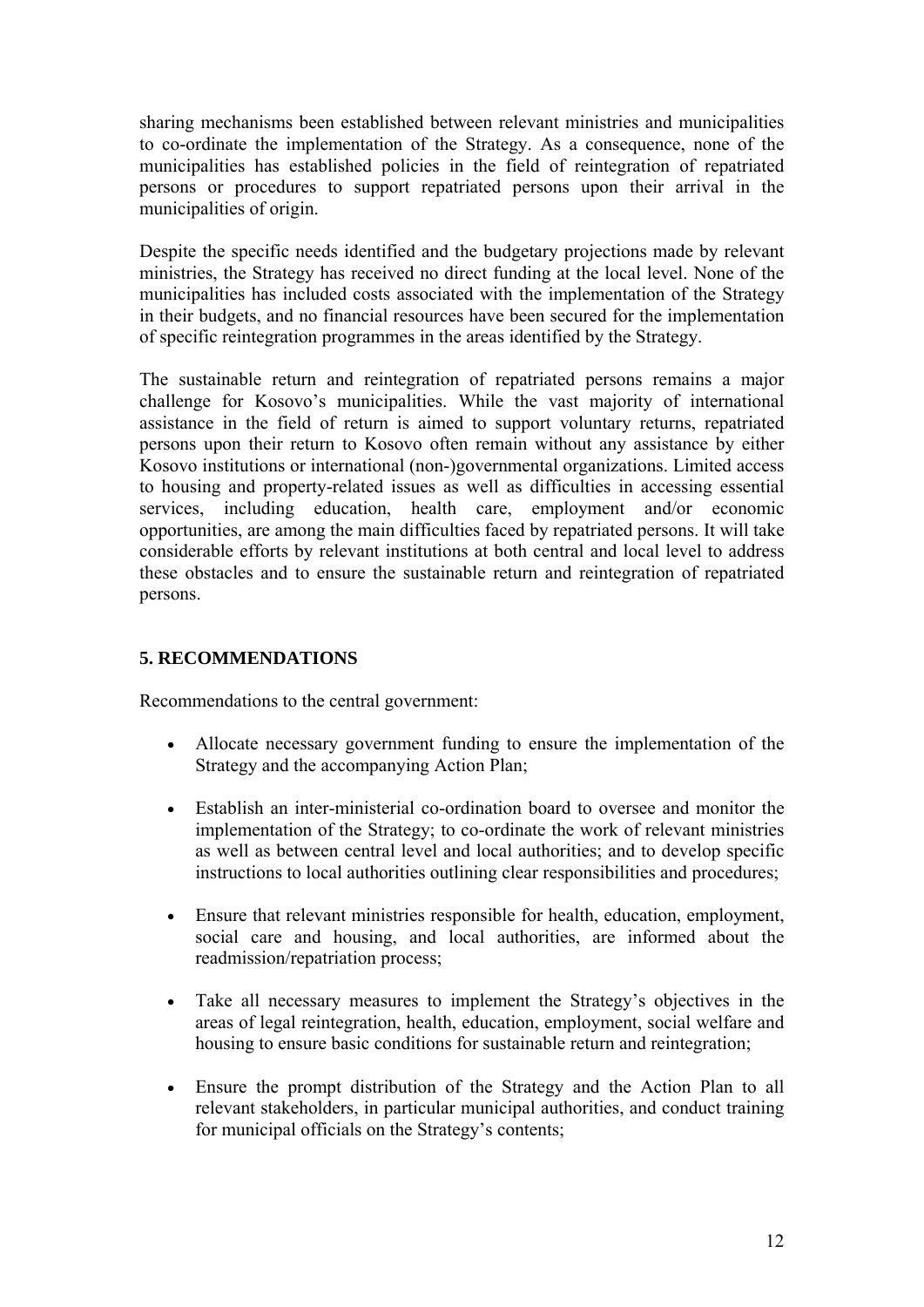sharing mechanisms been established between relevant ministries and municipalities to co-ordinate the implementation of the Strategy. As a consequence, none of the municipalities has established policies in the field of reintegration of repatriated persons or procedures to support repatriated persons upon their arrival in the municipalities of origin.

Despite the specific needs identified and the budgetary projections made by relevant ministries, the Strategy has received no direct funding at the local level. None of the municipalities has included costs associated with the implementation of the Strategy in their budgets, and no financial resources have been secured for the implementation of specific reintegration programmes in the areas identified by the Strategy.

The sustainable return and reintegration of repatriated persons remains a major challenge for Kosovo's municipalities. While the vast majority of international assistance in the field of return is aimed to support voluntary returns, repatriated persons upon their return to Kosovo often remain without any assistance by either Kosovo institutions or international (non-)governmental organizations. Limited access to housing and property-related issues as well as difficulties in accessing essential services, including education, health care, employment and/or economic opportunities, are among the main difficulties faced by repatriated persons. It will take considerable efforts by relevant institutions at both central and local level to address these obstacles and to ensure the sustainable return and reintegration of repatriated persons.

## 5. RECOMMENDATIONS

Recommendations to the central government:

- Allocate necessary government funding to ensure the implementation of the Strategy and the accompanying Action Plan;
- Establish an inter-ministerial co-ordination board to oversee and monitor the implementation of the Strategy; to co-ordinate the work of relevant ministries as well as between central level and local authorities; and to develop specific instructions to local authorities outlining clear responsibilities and procedures;
- Ensure that relevant ministries responsible for health, education, employment, social care and housing, and local authorities, are informed about the readmission/repatriation process;
- Take all necessary measures to implement the Strategy's objectives in the areas of legal reintegration, health, education, employment, social welfare and housing to ensure basic conditions for sustainable return and reintegration;
- Ensure the prompt distribution of the Strategy and the Action Plan to all relevant stakeholders, in particular municipal authorities, and conduct training for municipal officials on the Strategy's contents;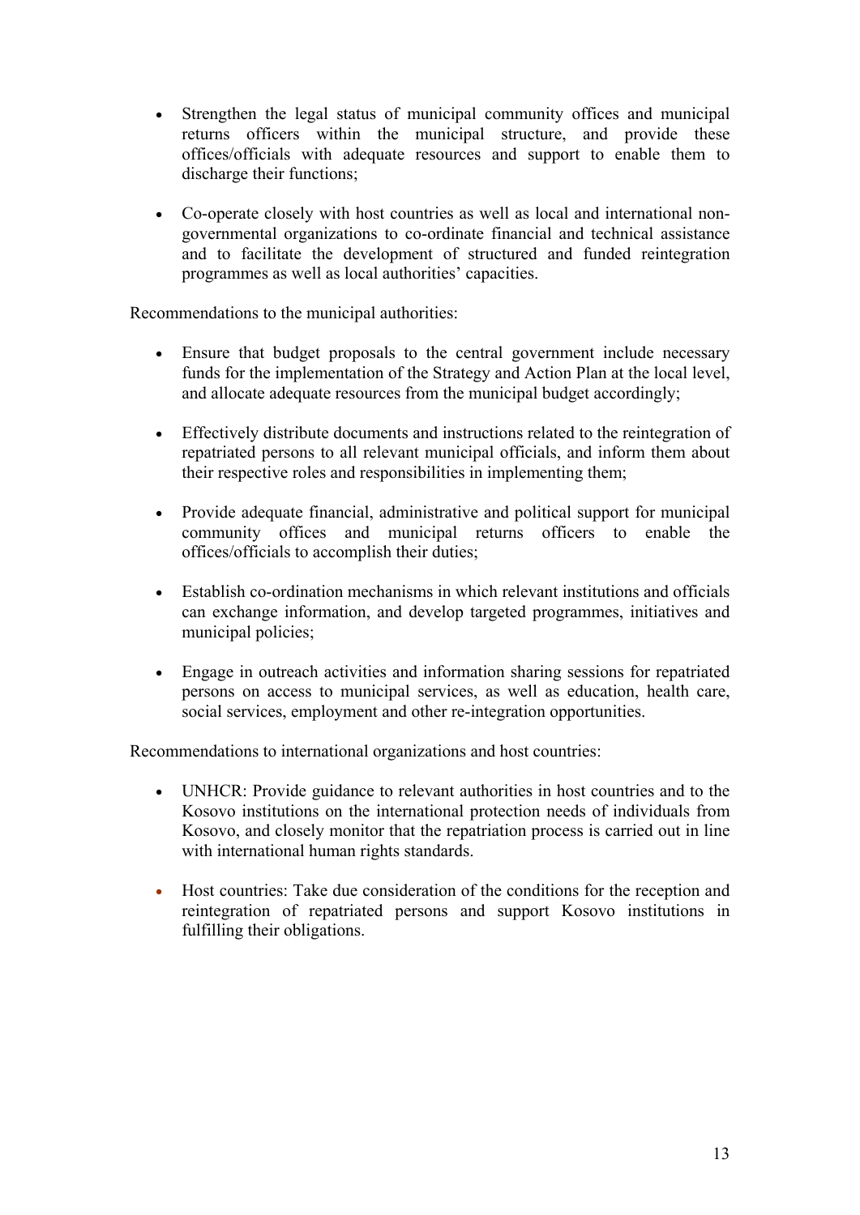- Strengthen the legal status of municipal community offices and municipal returns officers within the municipal structure, and provide these offices/officials with adequate resources and support to enable them to discharge their functions;

- Co-operate closely with host countries as well as local and international non-governmental organizations to co-ordinate financial and technical assistance and to facilitate the development of structured and funded reintegration programmes as well as local authorities' capacities.

Recommendations to the municipal authorities:

- Ensure that budget proposals to the central government include necessary funds for the implementation of the Strategy and Action Plan at the local level, and allocate adequate resources from the municipal budget accordingly;

- Effectively distribute documents and instructions related to the reintegration of repatriated persons to all relevant municipal officials, and inform them about their respective roles and responsibilities in implementing them;

- Provide adequate financial, administrative and political support for municipal community offices and municipal returns officers to enable the offices/officials to accomplish their duties;

- Establish co-ordination mechanisms in which relevant institutions and officials can exchange information, and develop targeted programmes, initiatives and municipal policies;

- Engage in outreach activities and information sharing sessions for repatriated persons on access to municipal services, as well as education, health care, social services, employment and other re-integration opportunities.

Recommendations to international organizations and host countries:

- UNHCR: Provide guidance to relevant authorities in host countries and to the Kosovo institutions on the international protection needs of individuals from Kosovo, and closely monitor that the repatriation process is carried out in line with international human rights standards.

- Host countries: Take due consideration of the conditions for the reception and reintegration of repatriated persons and support Kosovo institutions in fulfilling their obligations.